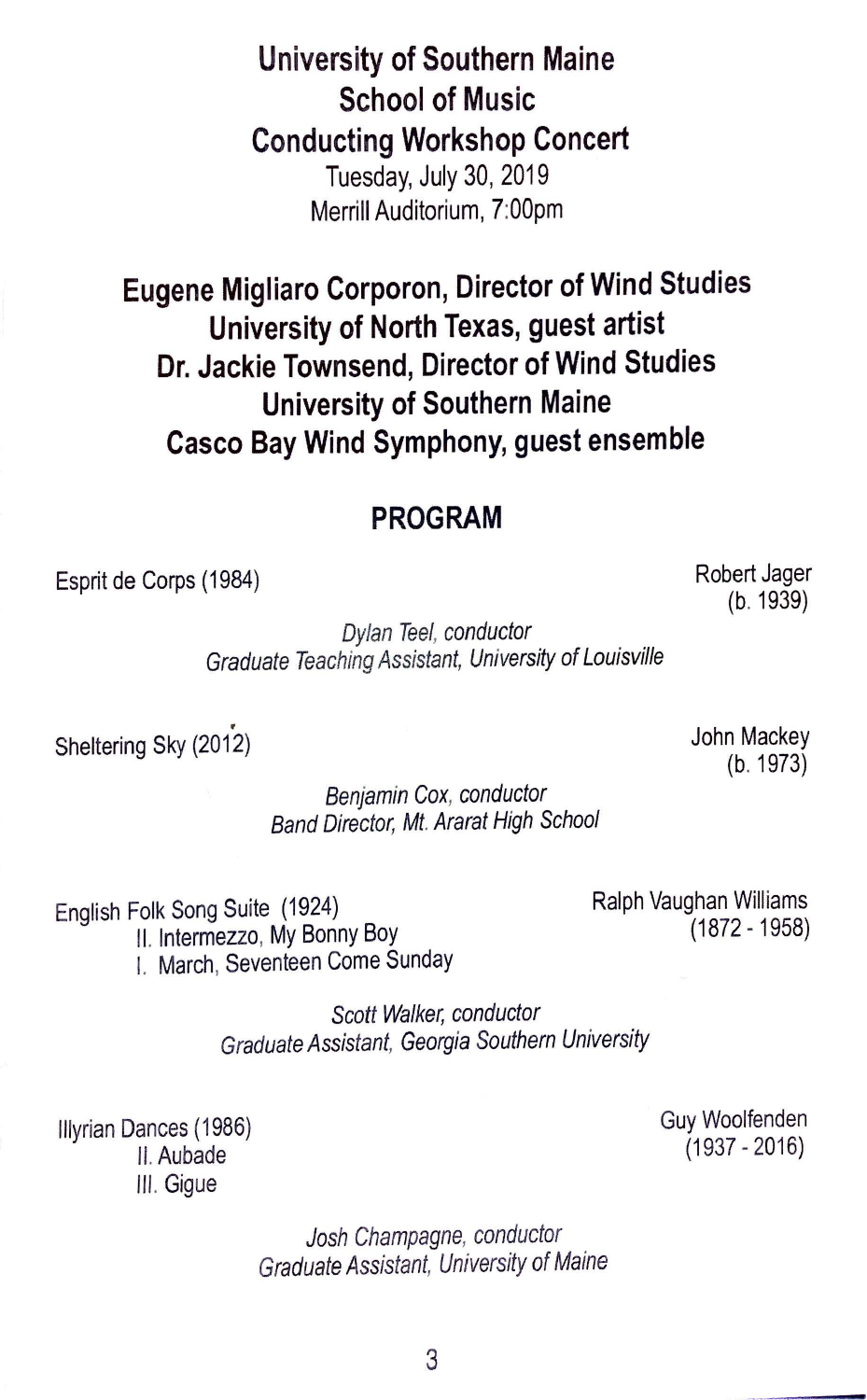# University of Southern Maine
## School of Music
## Conducting Workshop Concert

Tuesday, July 30, 2019

Merrill Auditorium, 7:00pm

**Eugene Migliaro Corporon, Director of Wind Studies**
**University of North Texas, guest artist**
**Dr. Jackie Townsend, Director of Wind Studies**
**University of Southern Maine**
**Casco Bay Wind Symphony, guest ensemble**

## PROGRAM

Esprit de Corps (1984) — Robert Jager (b. 1939)

*Dylan Teel, conductor*
*Graduate Teaching Assistant, University of Louisville*

Sheltering Sky (2012) — John Mackey (b. 1973)

*Benjamin Cox, conductor*
*Band Director, Mt. Ararat High School*

English Folk Song Suite (1924) — Ralph Vaughan Williams (1872 - 1958)

- II. Intermezzo, My Bonny Boy
- I. March, Seventeen Come Sunday

*Scott Walker, conductor*
*Graduate Assistant, Georgia Southern University*

Illyrian Dances (1986) — Guy Woolfenden (1937 - 2016)

- II. Aubade
- III. Gigue

*Josh Champagne, conductor*
*Graduate Assistant, University of Maine*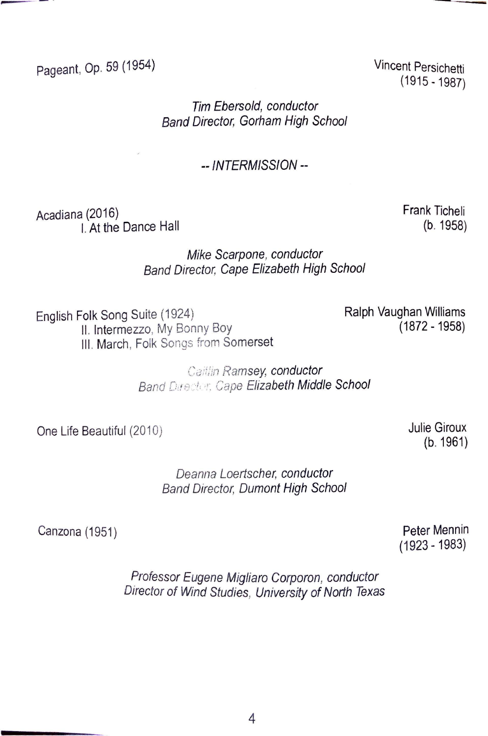Pageant, Op. 59 (1954) — Vincent Persichetti (1915 - 1987)

*Tim Ebersold, conductor*
*Band Director, Gorham High School*

*-- INTERMISSION --*

Acadiana (2016) — Frank Ticheli (b. 1958)

I. At the Dance Hall

*Mike Scarpone, conductor*
*Band Director, Cape Elizabeth High School*

English Folk Song Suite (1924) — Ralph Vaughan Williams (1872 - 1958)

II. Intermezzo, My Bonny Boy
III. March, Folk Songs from Somerset

*Caitlin Ramsey, conductor*
*Band Director, Cape Elizabeth Middle School*

One Life Beautiful (2010) — Julie Giroux (b. 1961)

*Deanna Loertscher, conductor*
*Band Director, Dumont High School*

Canzona (1951) — Peter Mennin (1923 - 1983)

*Professor Eugene Migliaro Corporon, conductor*
*Director of Wind Studies, University of North Texas*